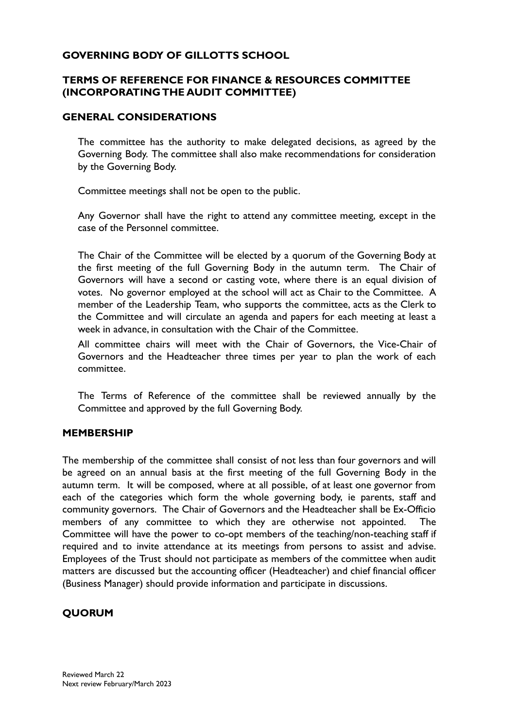# GOVERNING BODY OF GILLOTTS SCHOOL

## TERMS OF REFERENCE FOR FINANCE & RESOURCES COMMITTEE (INCORPORATING THE AUDIT COMMITTEE)

### GENERAL CONSIDERATIONS

The committee has the authority to make delegated decisions, as agreed by the Governing Body. The committee shall also make recommendations for consideration by the Governing Body.

Committee meetings shall not be open to the public.

Any Governor shall have the right to attend any committee meeting, except in the case of the Personnel committee.

The Chair of the Committee will be elected by a quorum of the Governing Body at the first meeting of the full Governing Body in the autumn term. The Chair of Governors will have a second or casting vote, where there is an equal division of votes. No governor employed at the school will act as Chair to the Committee. A member of the Leadership Team, who supports the committee, acts as the Clerk to the Committee and will circulate an agenda and papers for each meeting at least a week in advance, in consultation with the Chair of the Committee.

All committee chairs will meet with the Chair of Governors, the Vice-Chair of Governors and the Headteacher three times per year to plan the work of each committee.

The Terms of Reference of the committee shall be reviewed annually by the Committee and approved by the full Governing Body.

### MEMBERSHIP

The membership of the committee shall consist of not less than four governors and will be agreed on an annual basis at the first meeting of the full Governing Body in the autumn term. It will be composed, where at all possible, of at least one governor from each of the categories which form the whole governing body, ie parents, staff and community governors. The Chair of Governors and the Headteacher shall be Ex-Officio members of any committee to which they are otherwise not appointed. The Committee will have the power to co-opt members of the teaching/non-teaching staff if required and to invite attendance at its meetings from persons to assist and advise. Employees of the Trust should not participate as members of the committee when audit matters are discussed but the accounting officer (Headteacher) and chief financial officer (Business Manager) should provide information and participate in discussions.

### QUORUM

Reviewed March 22
Next review February/March 2023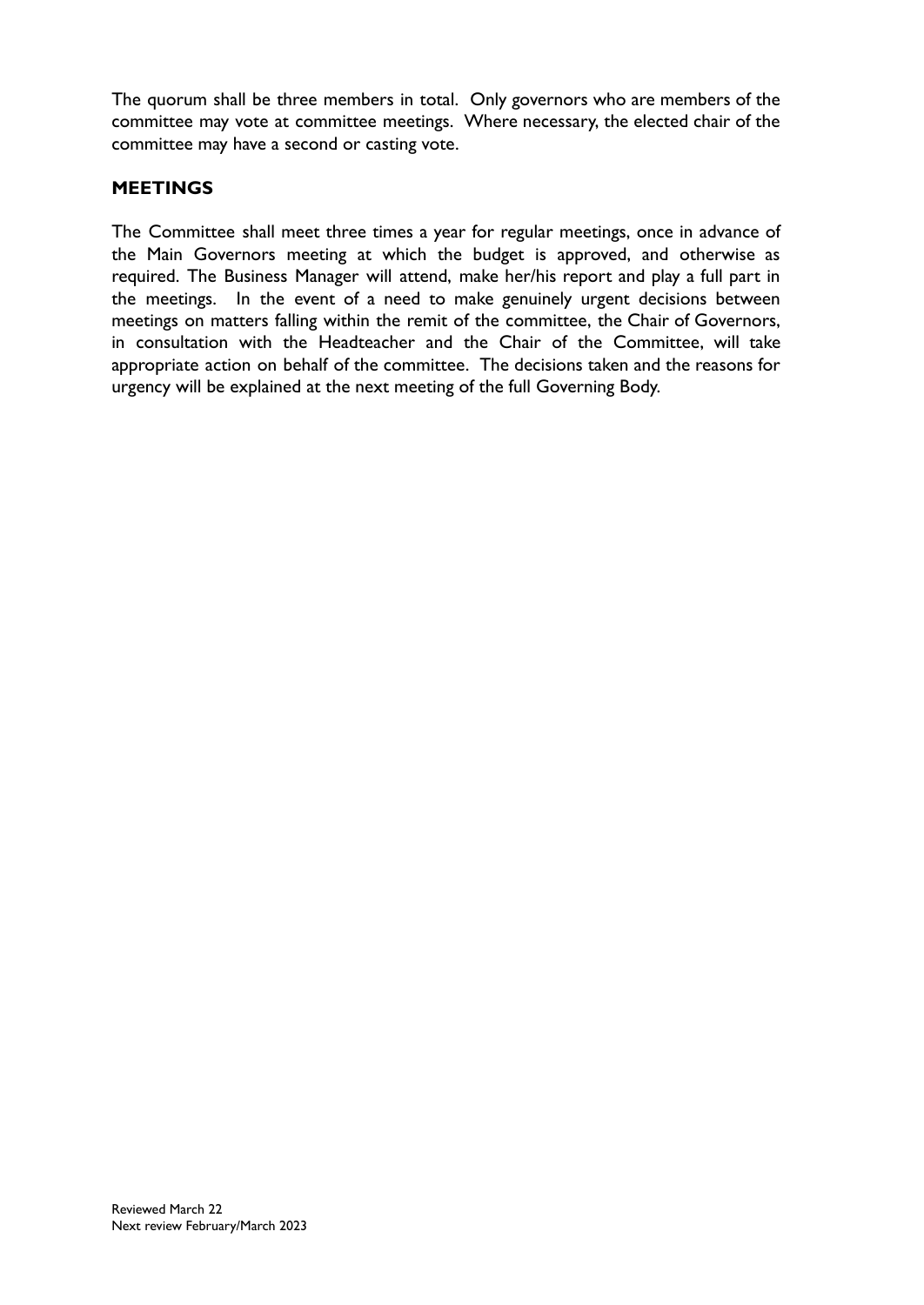The quorum shall be three members in total. Only governors who are members of the committee may vote at committee meetings. Where necessary, the elected chair of the committee may have a second or casting vote.

## MEETINGS

The Committee shall meet three times a year for regular meetings, once in advance of the Main Governors meeting at which the budget is approved, and otherwise as required. The Business Manager will attend, make her/his report and play a full part in the meetings. In the event of a need to make genuinely urgent decisions between meetings on matters falling within the remit of the committee, the Chair of Governors, in consultation with the Headteacher and the Chair of the Committee, will take appropriate action on behalf of the committee. The decisions taken and the reasons for urgency will be explained at the next meeting of the full Governing Body.

Reviewed March 22
Next review February/March 2023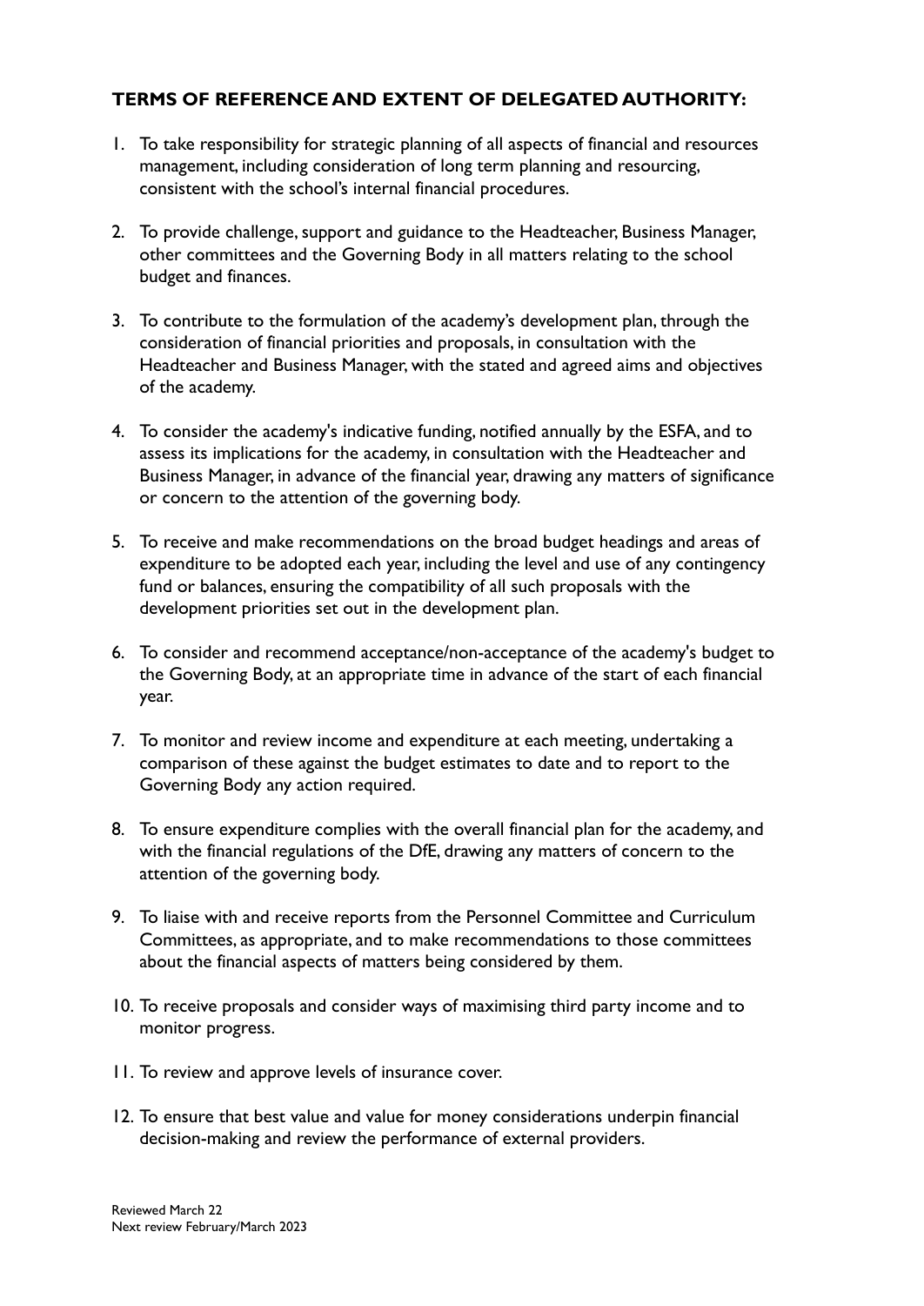**TERMS OF REFERENCE AND EXTENT OF DELEGATED AUTHORITY:**

1. To take responsibility for strategic planning of all aspects of financial and resources management, including consideration of long term planning and resourcing, consistent with the school's internal financial procedures.

2. To provide challenge, support and guidance to the Headteacher, Business Manager, other committees and the Governing Body in all matters relating to the school budget and finances.

3. To contribute to the formulation of the academy's development plan, through the consideration of financial priorities and proposals, in consultation with the Headteacher and Business Manager, with the stated and agreed aims and objectives of the academy.

4. To consider the academy's indicative funding, notified annually by the ESFA, and to assess its implications for the academy, in consultation with the Headteacher and Business Manager, in advance of the financial year, drawing any matters of significance or concern to the attention of the governing body.

5. To receive and make recommendations on the broad budget headings and areas of expenditure to be adopted each year, including the level and use of any contingency fund or balances, ensuring the compatibility of all such proposals with the development priorities set out in the development plan.

6. To consider and recommend acceptance/non-acceptance of the academy's budget to the Governing Body, at an appropriate time in advance of the start of each financial year.

7. To monitor and review income and expenditure at each meeting, undertaking a comparison of these against the budget estimates to date and to report to the Governing Body any action required.

8. To ensure expenditure complies with the overall financial plan for the academy, and with the financial regulations of the DfE, drawing any matters of concern to the attention of the governing body.

9. To liaise with and receive reports from the Personnel Committee and Curriculum Committees, as appropriate, and to make recommendations to those committees about the financial aspects of matters being considered by them.

10. To receive proposals and consider ways of maximising third party income and to monitor progress.

11. To review and approve levels of insurance cover.

12. To ensure that best value and value for money considerations underpin financial decision-making and review the performance of external providers.

Reviewed March 22
Next review February/March 2023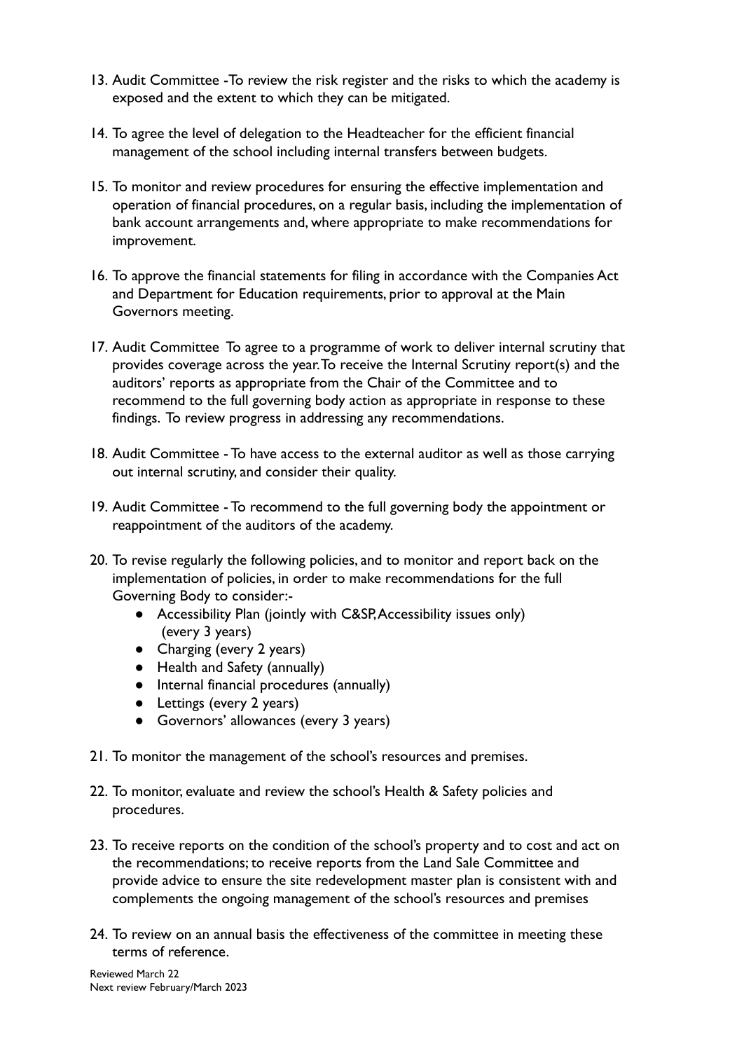13. Audit Committee -To review the risk register and the risks to which the academy is exposed and the extent to which they can be mitigated.

14. To agree the level of delegation to the Headteacher for the efficient financial management of the school including internal transfers between budgets.

15. To monitor and review procedures for ensuring the effective implementation and operation of financial procedures, on a regular basis, including the implementation of bank account arrangements and, where appropriate to make recommendations for improvement.

16. To approve the financial statements for filing in accordance with the Companies Act and Department for Education requirements, prior to approval at the Main Governors meeting.

17. Audit Committee To agree to a programme of work to deliver internal scrutiny that provides coverage across the year. To receive the Internal Scrutiny report(s) and the auditors' reports as appropriate from the Chair of the Committee and to recommend to the full governing body action as appropriate in response to these findings. To review progress in addressing any recommendations.

18. Audit Committee - To have access to the external auditor as well as those carrying out internal scrutiny, and consider their quality.

19. Audit Committee - To recommend to the full governing body the appointment or reappointment of the auditors of the academy.

20. To revise regularly the following policies, and to monitor and report back on the implementation of policies, in order to make recommendations for the full Governing Body to consider:-
    - Accessibility Plan (jointly with C&SP, Accessibility issues only) (every 3 years)
    - Charging (every 2 years)
    - Health and Safety (annually)
    - Internal financial procedures (annually)
    - Lettings (every 2 years)
    - Governors' allowances (every 3 years)

21. To monitor the management of the school's resources and premises.

22. To monitor, evaluate and review the school's Health & Safety policies and procedures.

23. To receive reports on the condition of the school's property and to cost and act on the recommendations; to receive reports from the Land Sale Committee and provide advice to ensure the site redevelopment master plan is consistent with and complements the ongoing management of the school's resources and premises

24. To review on an annual basis the effectiveness of the committee in meeting these terms of reference.

Reviewed March 22
Next review February/March 2023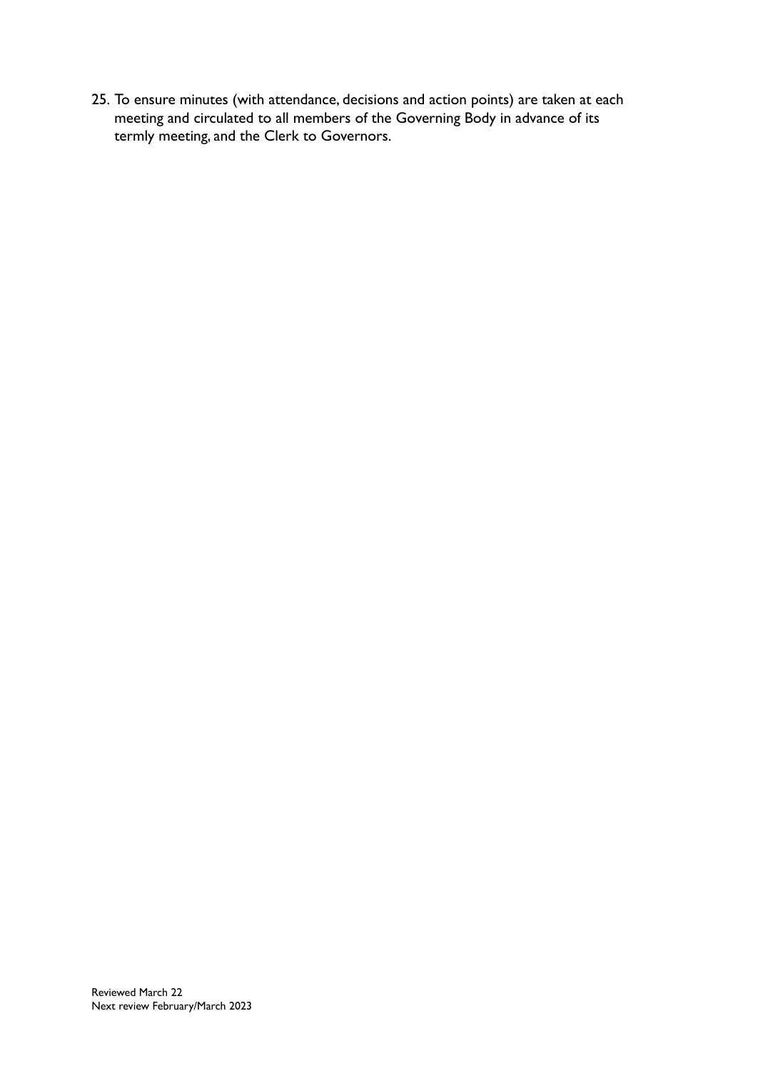25. To ensure minutes (with attendance, decisions and action points) are taken at each meeting and circulated to all members of the Governing Body in advance of its termly meeting, and the Clerk to Governors.

Reviewed March 22
Next review February/March 2023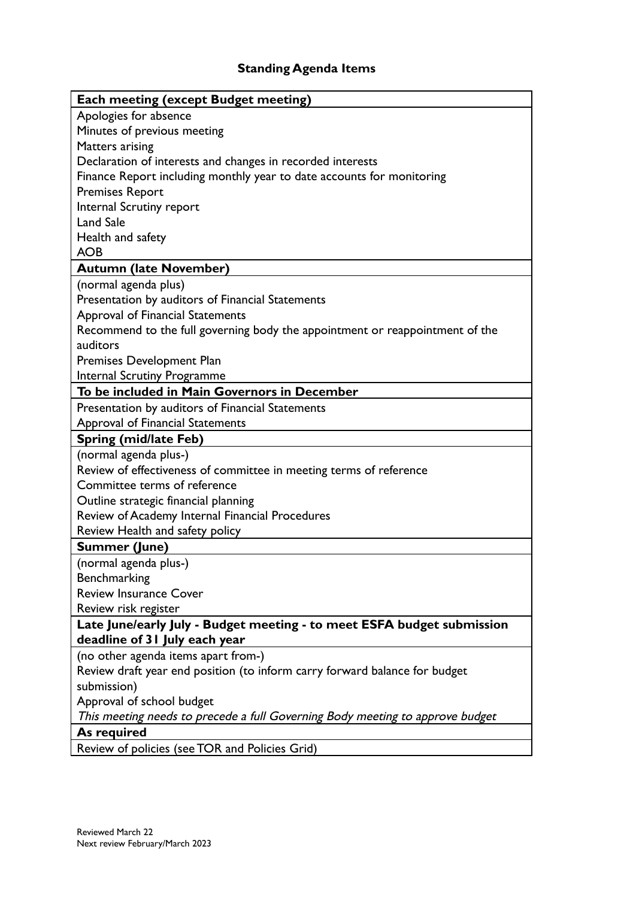## Standing Agenda Items

| |
|---|
| **Each meeting (except Budget meeting)** |
| Apologies for absence<br>Minutes of previous meeting<br>Matters arising<br>Declaration of interests and changes in recorded interests<br>Finance Report including monthly year to date accounts for monitoring<br>Premises Report<br>Internal Scrutiny report<br>Land Sale<br>Health and safety<br>AOB |
| **Autumn (late November)** |
| (normal agenda plus)<br>Presentation by auditors of Financial Statements<br>Approval of Financial Statements<br>Recommend to the full governing body the appointment or reappointment of the auditors<br>Premises Development Plan<br>Internal Scrutiny Programme |
| **To be included in Main Governors in December** |
| Presentation by auditors of Financial Statements<br>Approval of Financial Statements |
| **Spring (mid/late Feb)** |
| (normal agenda plus-)<br>Review of effectiveness of committee in meeting terms of reference<br>Committee terms of reference<br>Outline strategic financial planning<br>Review of Academy Internal Financial Procedures<br>Review Health and safety policy |
| **Summer (June)** |
| (normal agenda plus-)<br>Benchmarking<br>Review Insurance Cover<br>Review risk register |
| **Late June/early July - Budget meeting - to meet ESFA budget submission deadline of 31 July each year** |
| (no other agenda items apart from-)<br>Review draft year end position (to inform carry forward balance for budget submission)<br>Approval of school budget<br>*This meeting needs to precede a full Governing Body meeting to approve budget* |
| **As required** |
| Review of policies (see TOR and Policies Grid) |

Reviewed March 22
Next review February/March 2023